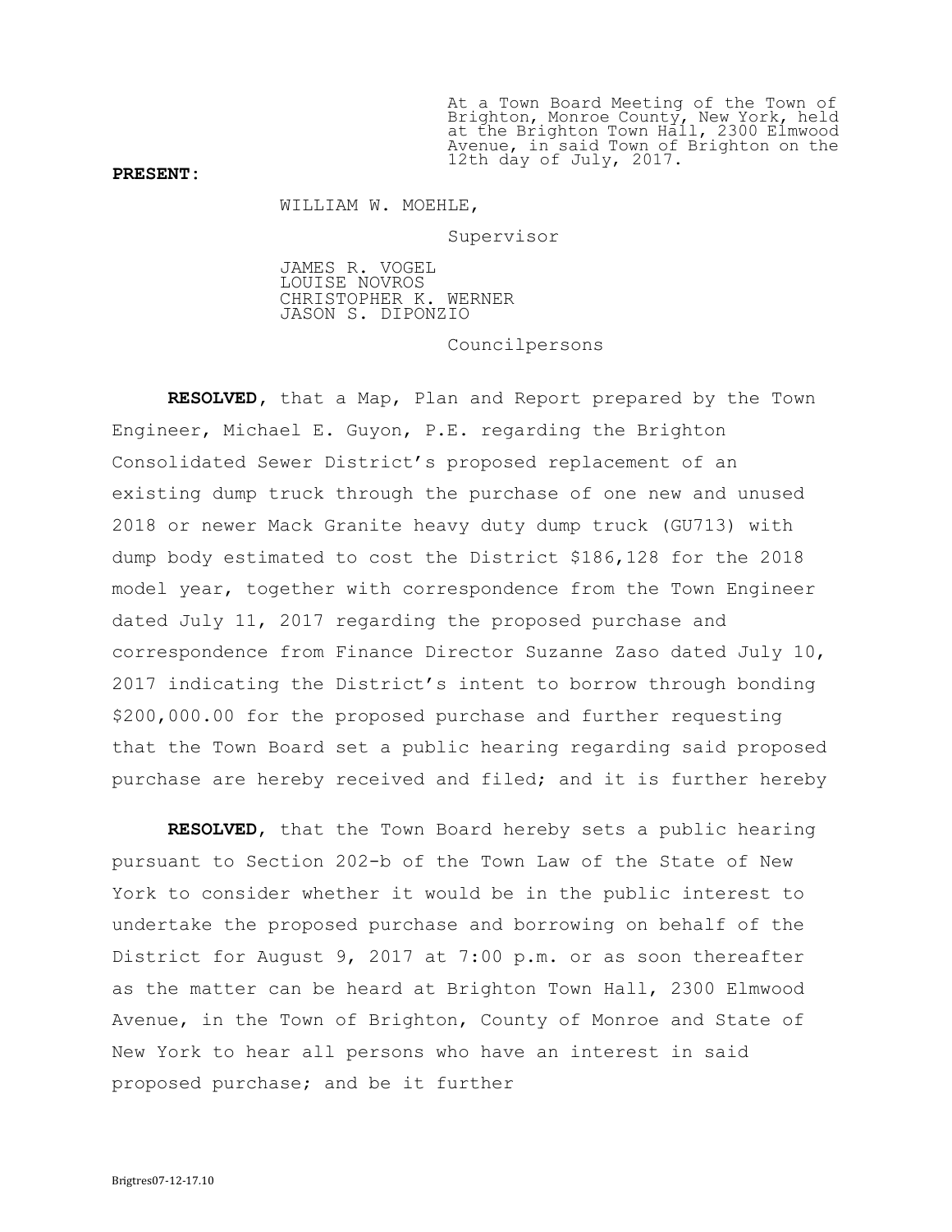At a Town Board Meeting of the Town of Brighton, Monroe County, New York, held at the Brighton Town Hall, 2300 Elmwood Avenue, in said Town of Brighton on the 12th day of July, 2017.

**PRESENT:**

WILLIAM W. MOEHLE,

Supervisor

JAMES R. VOGEL
LOUISE NOVROS
CHRISTOPHER K. WERNER
JASON S. DIPONZIO

Councilpersons

**RESOLVED**, that a Map, Plan and Report prepared by the Town Engineer, Michael E. Guyon, P.E. regarding the Brighton Consolidated Sewer District's proposed replacement of an existing dump truck through the purchase of one new and unused 2018 or newer Mack Granite heavy duty dump truck (GU713) with dump body estimated to cost the District $186,128 for the 2018 model year, together with correspondence from the Town Engineer dated July 11, 2017 regarding the proposed purchase and correspondence from Finance Director Suzanne Zaso dated July 10, 2017 indicating the District's intent to borrow through bonding $200,000.00 for the proposed purchase and further requesting that the Town Board set a public hearing regarding said proposed purchase are hereby received and filed; and it is further hereby

**RESOLVED**, that the Town Board hereby sets a public hearing pursuant to Section 202-b of the Town Law of the State of New York to consider whether it would be in the public interest to undertake the proposed purchase and borrowing on behalf of the District for August 9, 2017 at 7:00 p.m. or as soon thereafter as the matter can be heard at Brighton Town Hall, 2300 Elmwood Avenue, in the Town of Brighton, County of Monroe and State of New York to hear all persons who have an interest in said proposed purchase; and be it further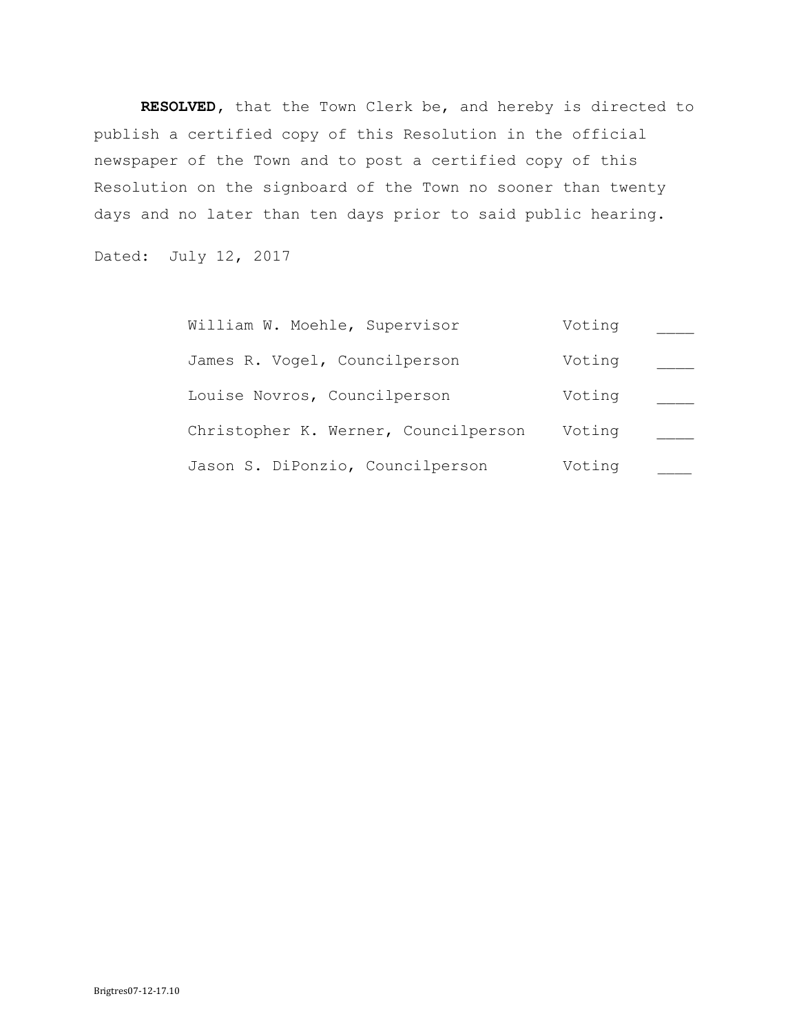**RESOLVED**, that the Town Clerk be, and hereby is directed to publish a certified copy of this Resolution in the official newspaper of the Town and to post a certified copy of this Resolution on the signboard of the Town no sooner than twenty days and no later than ten days prior to said public hearing.

Dated: July 12, 2017

| | | |
|---|---|---|
| William W. Moehle, Supervisor | Voting | ____ |
| James R. Vogel, Councilperson | Voting | ____ |
| Louise Novros, Councilperson | Voting | ____ |
| Christopher K. Werner, Councilperson | Voting | ____ |
| Jason S. DiPonzio, Councilperson | Voting | ____ |

Brigtres07-12-17.10